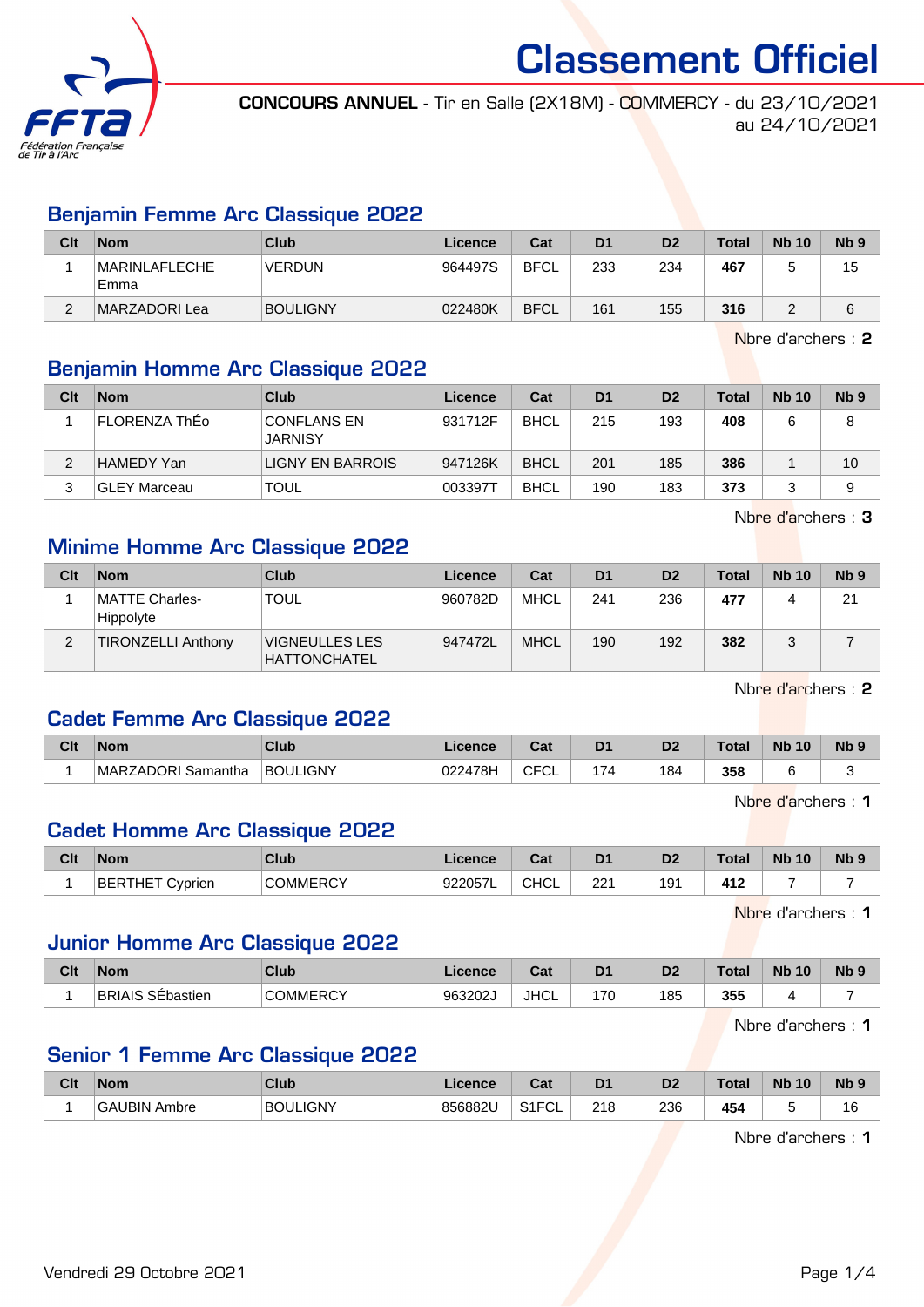# Classement Officiel

**CONCOURS ANNUEL** - Tir en Salle (2X18M) - COMMERCY - du 23/10/2021 au 24/10/2021

## Benjamin Femme Arc Classique 2022

| Clt | Nom | Club | Licence | Cat | D1 | D2 | Total | Nb 10 | Nb 9 |
|---|---|---|---|---|---|---|---|---|---|
| 1 | MARINLAFLECHE Emma | VERDUN | 964497S | BFCL | 233 | 234 | **467** | 5 | 15 |
| 2 | MARZADORI Lea | BOULIGNY | 022480K | BFCL | 161 | 155 | **316** | 2 | 6 |

Nbre d'archers : **2**

## Benjamin Homme Arc Classique 2022

| Clt | Nom | Club | Licence | Cat | D1 | D2 | Total | Nb 10 | Nb 9 |
|---|---|---|---|---|---|---|---|---|---|
| 1 | FLORENZA ThÉo | CONFLANS EN JARNISY | 931712F | BHCL | 215 | 193 | **408** | 6 | 8 |
| 2 | HAMEDY Yan | LIGNY EN BARROIS | 947126K | BHCL | 201 | 185 | **386** | 1 | 10 |
| 3 | GLEY Marceau | TOUL | 003397T | BHCL | 190 | 183 | **373** | 3 | 9 |

Nbre d'archers : **3**

## Minime Homme Arc Classique 2022

| Clt | Nom | Club | Licence | Cat | D1 | D2 | Total | Nb 10 | Nb 9 |
|---|---|---|---|---|---|---|---|---|---|
| 1 | MATTE Charles-Hippolyte | TOUL | 960782D | MHCL | 241 | 236 | **477** | 4 | 21 |
| 2 | TIRONZELLI Anthony | VIGNEULLES LES HATTONCHATEL | 947472L | MHCL | 190 | 192 | **382** | 3 | 7 |

Nbre d'archers : **2**

## Cadet Femme Arc Classique 2022

| Clt | Nom | Club | Licence | Cat | D1 | D2 | Total | Nb 10 | Nb 9 |
|---|---|---|---|---|---|---|---|---|---|
| 1 | MARZADORI Samantha | BOULIGNY | 022478H | CFCL | 174 | 184 | **358** | 6 | 3 |

Nbre d'archers : **1**

## Cadet Homme Arc Classique 2022

| Clt | Nom | Club | Licence | Cat | D1 | D2 | Total | Nb 10 | Nb 9 |
|---|---|---|---|---|---|---|---|---|---|
| 1 | BERTHET Cyprien | COMMERCY | 922057L | CHCL | 221 | 191 | **412** | 7 | 7 |

Nbre d'archers : **1**

## Junior Homme Arc Classique 2022

| Clt | Nom | Club | Licence | Cat | D1 | D2 | Total | Nb 10 | Nb 9 |
|---|---|---|---|---|---|---|---|---|---|
| 1 | BRIAIS SÉbastien | COMMERCY | 963202J | JHCL | 170 | 185 | **355** | 4 | 7 |

Nbre d'archers : **1**

## Senior 1 Femme Arc Classique 2022

| Clt | Nom | Club | Licence | Cat | D1 | D2 | Total | Nb 10 | Nb 9 |
|---|---|---|---|---|---|---|---|---|---|
| 1 | GAUBIN Ambre | BOULIGNY | 856882U | S1FCL | 218 | 236 | **454** | 5 | 16 |

Nbre d'archers : **1**

Vendredi 29 Octobre 2021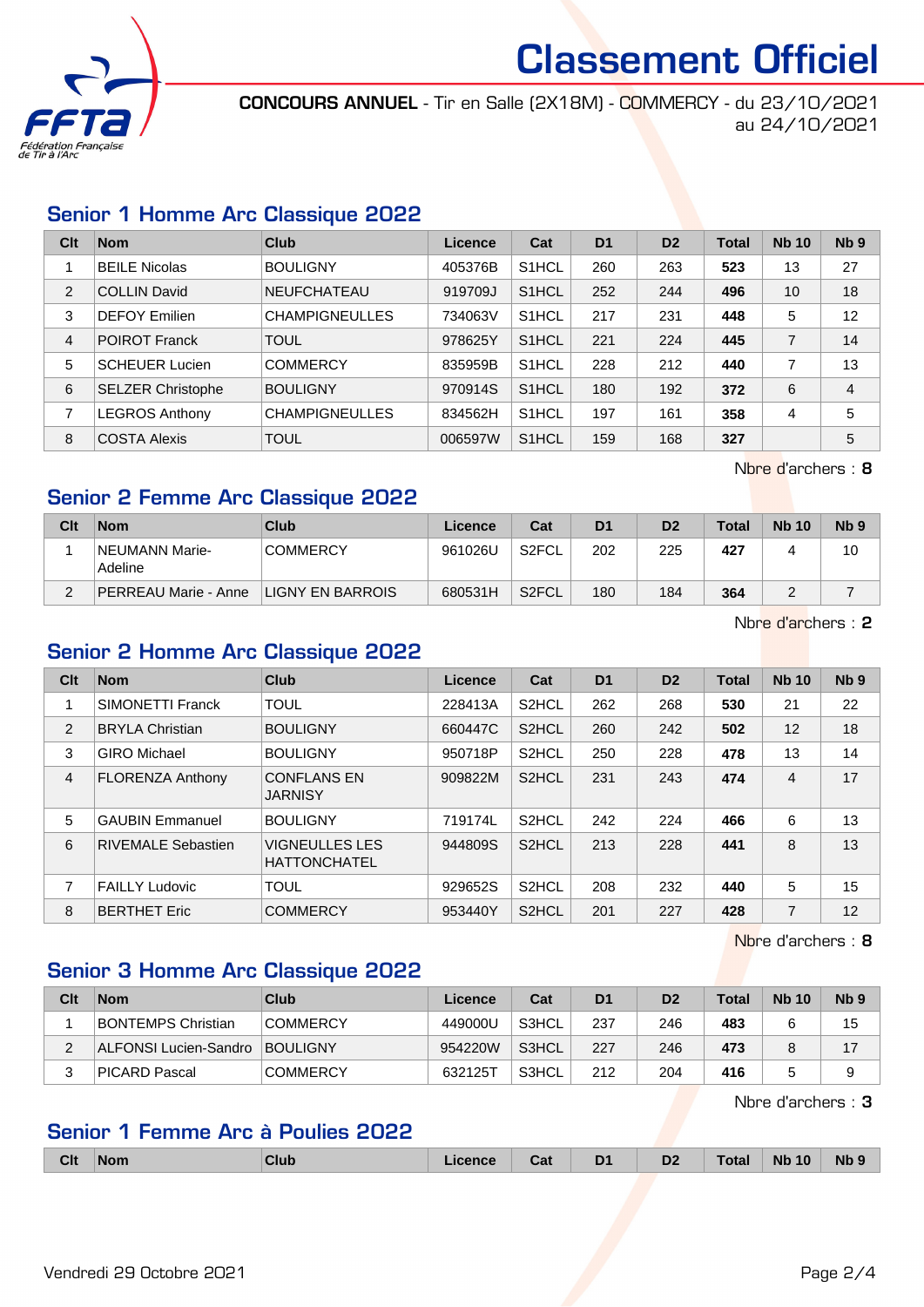# Classement Officiel

**CONCOURS ANNUEL** - Tir en Salle (2X18M) - COMMERCY - du 23/10/2021 au 24/10/2021

## Senior 1 Homme Arc Classique 2022

| Clt | Nom | Club | Licence | Cat | D1 | D2 | Total | Nb 10 | Nb 9 |
|---|---|---|---|---|---|---|---|---|---|
| 1 | BEILE Nicolas | BOULIGNY | 405376B | S1HCL | 260 | 263 | **523** | 13 | 27 |
| 2 | COLLIN David | NEUFCHATEAU | 919709J | S1HCL | 252 | 244 | **496** | 10 | 18 |
| 3 | DEFOY Emilien | CHAMPIGNEULLES | 734063V | S1HCL | 217 | 231 | **448** | 5 | 12 |
| 4 | POIROT Franck | TOUL | 978625Y | S1HCL | 221 | 224 | **445** | 7 | 14 |
| 5 | SCHEUER Lucien | COMMERCY | 835959B | S1HCL | 228 | 212 | **440** | 7 | 13 |
| 6 | SELZER Christophe | BOULIGNY | 970914S | S1HCL | 180 | 192 | **372** | 6 | 4 |
| 7 | LEGROS Anthony | CHAMPIGNEULLES | 834562H | S1HCL | 197 | 161 | **358** | 4 | 5 |
| 8 | COSTA Alexis | TOUL | 006597W | S1HCL | 159 | 168 | **327** | | 5 |

Nbre d'archers : **8**

## Senior 2 Femme Arc Classique 2022

| Clt | Nom | Club | Licence | Cat | D1 | D2 | Total | Nb 10 | Nb 9 |
|---|---|---|---|---|---|---|---|---|---|
| 1 | NEUMANN Marie-Adeline | COMMERCY | 961026U | S2FCL | 202 | 225 | **427** | 4 | 10 |
| 2 | PERREAU Marie - Anne | LIGNY EN BARROIS | 680531H | S2FCL | 180 | 184 | **364** | 2 | 7 |

Nbre d'archers : **2**

## Senior 2 Homme Arc Classique 2022

| Clt | Nom | Club | Licence | Cat | D1 | D2 | Total | Nb 10 | Nb 9 |
|---|---|---|---|---|---|---|---|---|---|
| 1 | SIMONETTI Franck | TOUL | 228413A | S2HCL | 262 | 268 | **530** | 21 | 22 |
| 2 | BRYLA Christian | BOULIGNY | 660447C | S2HCL | 260 | 242 | **502** | 12 | 18 |
| 3 | GIRO Michael | BOULIGNY | 950718P | S2HCL | 250 | 228 | **478** | 13 | 14 |
| 4 | FLORENZA Anthony | CONFLANS EN JARNISY | 909822M | S2HCL | 231 | 243 | **474** | 4 | 17 |
| 5 | GAUBIN Emmanuel | BOULIGNY | 719174L | S2HCL | 242 | 224 | **466** | 6 | 13 |
| 6 | RIVEMALE Sebastien | VIGNEULLES LES HATTONCHATEL | 944809S | S2HCL | 213 | 228 | **441** | 8 | 13 |
| 7 | FAILLY Ludovic | TOUL | 929652S | S2HCL | 208 | 232 | **440** | 5 | 15 |
| 8 | BERTHET Eric | COMMERCY | 953440Y | S2HCL | 201 | 227 | **428** | 7 | 12 |

Nbre d'archers : **8**

## Senior 3 Homme Arc Classique 2022

| Clt | Nom | Club | Licence | Cat | D1 | D2 | Total | Nb 10 | Nb 9 |
|---|---|---|---|---|---|---|---|---|---|
| 1 | BONTEMPS Christian | COMMERCY | 449000U | S3HCL | 237 | 246 | **483** | 6 | 15 |
| 2 | ALFONSI Lucien-Sandro | BOULIGNY | 954220W | S3HCL | 227 | 246 | **473** | 8 | 17 |
| 3 | PICARD Pascal | COMMERCY | 632125T | S3HCL | 212 | 204 | **416** | 5 | 9 |

Nbre d'archers : **3**

## Senior 1 Femme Arc à Poulies 2022

| Clt | Nom | Club | Licence | Cat | D1 | D2 | Total | Nb 10 | Nb 9 |
|---|---|---|---|---|---|---|---|---|---|

Vendredi 29 Octobre 2021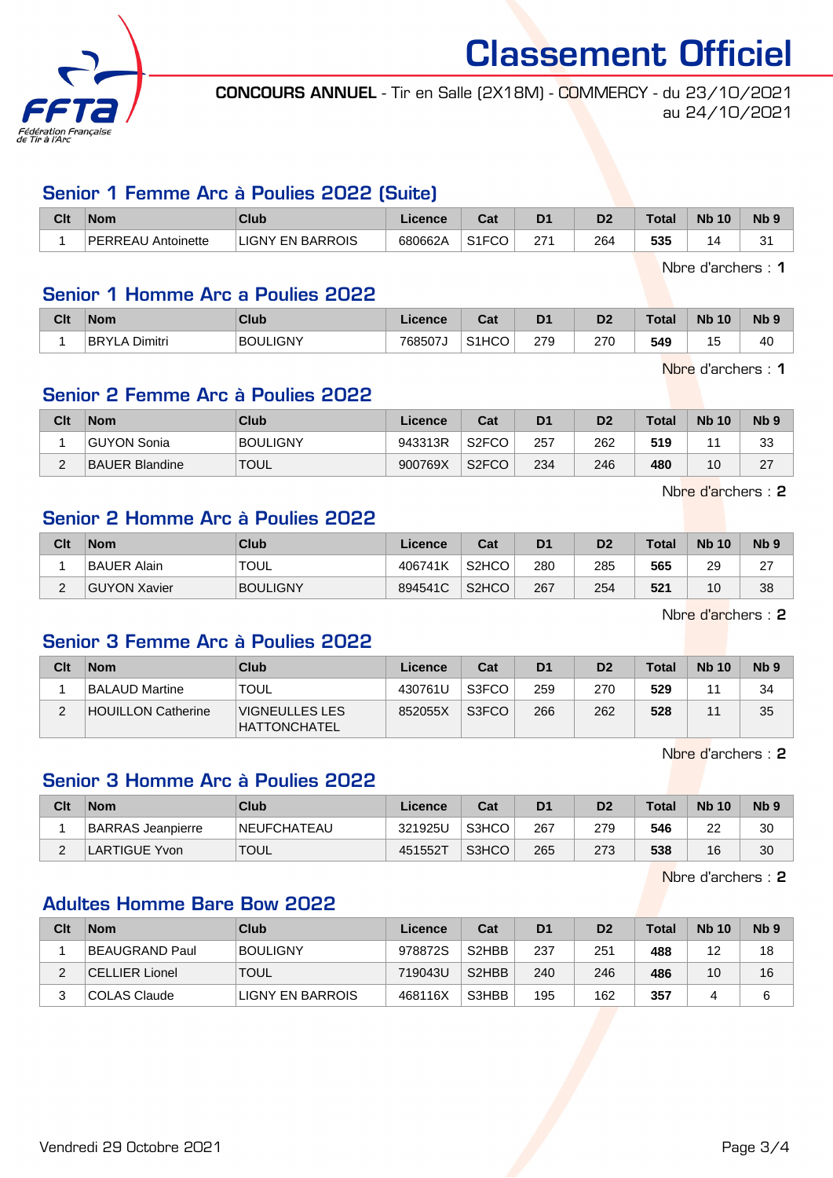# Classement Officiel

**CONCOURS ANNUEL** - Tir en Salle (2X18M) - COMMERCY - du 23/10/2021 au 24/10/2021

## Senior 1 Femme Arc à Poulies 2022 (Suite)

| Clt | Nom | Club | Licence | Cat | D1 | D2 | Total | Nb 10 | Nb 9 |
|---|---|---|---|---|---|---|---|---|---|
| 1 | PERREAU Antoinette | LIGNY EN BARROIS | 680662A | S1FCO | 271 | 264 | **535** | 14 | 31 |

Nbre d'archers : **1**

## Senior 1 Homme Arc a Poulies 2022

| Clt | Nom | Club | Licence | Cat | D1 | D2 | Total | Nb 10 | Nb 9 |
|---|---|---|---|---|---|---|---|---|---|
| 1 | BRYLA Dimitri | BOULIGNY | 768507J | S1HCO | 279 | 270 | **549** | 15 | 40 |

Nbre d'archers : **1**

## Senior 2 Femme Arc à Poulies 2022

| Clt | Nom | Club | Licence | Cat | D1 | D2 | Total | Nb 10 | Nb 9 |
|---|---|---|---|---|---|---|---|---|---|
| 1 | GUYON Sonia | BOULIGNY | 943313R | S2FCO | 257 | 262 | **519** | 11 | 33 |
| 2 | BAUER Blandine | TOUL | 900769X | S2FCO | 234 | 246 | **480** | 10 | 27 |

Nbre d'archers : **2**

## Senior 2 Homme Arc à Poulies 2022

| Clt | Nom | Club | Licence | Cat | D1 | D2 | Total | Nb 10 | Nb 9 |
|---|---|---|---|---|---|---|---|---|---|
| 1 | BAUER Alain | TOUL | 406741K | S2HCO | 280 | 285 | **565** | 29 | 27 |
| 2 | GUYON Xavier | BOULIGNY | 894541C | S2HCO | 267 | 254 | **521** | 10 | 38 |

Nbre d'archers : **2**

## Senior 3 Femme Arc à Poulies 2022

| Clt | Nom | Club | Licence | Cat | D1 | D2 | Total | Nb 10 | Nb 9 |
|---|---|---|---|---|---|---|---|---|---|
| 1 | BALAUD Martine | TOUL | 430761U | S3FCO | 259 | 270 | **529** | 11 | 34 |
| 2 | HOUILLON Catherine | VIGNEULLES LES HATTONCHATEL | 852055X | S3FCO | 266 | 262 | **528** | 11 | 35 |

Nbre d'archers : **2**

## Senior 3 Homme Arc à Poulies 2022

| Clt | Nom | Club | Licence | Cat | D1 | D2 | Total | Nb 10 | Nb 9 |
|---|---|---|---|---|---|---|---|---|---|
| 1 | BARRAS Jeanpierre | NEUFCHATEAU | 321925U | S3HCO | 267 | 279 | **546** | 22 | 30 |
| 2 | LARTIGUE Yvon | TOUL | 451552T | S3HCO | 265 | 273 | **538** | 16 | 30 |

Nbre d'archers : **2**

## Adultes Homme Bare Bow 2022

| Clt | Nom | Club | Licence | Cat | D1 | D2 | Total | Nb 10 | Nb 9 |
|---|---|---|---|---|---|---|---|---|---|
| 1 | BEAUGRAND Paul | BOULIGNY | 978872S | S2HBB | 237 | 251 | **488** | 12 | 18 |
| 2 | CELLIER Lionel | TOUL | 719043U | S2HBB | 240 | 246 | **486** | 10 | 16 |
| 3 | COLAS Claude | LIGNY EN BARROIS | 468116X | S3HBB | 195 | 162 | **357** | 4 | 6 |

Vendredi 29 Octobre 2021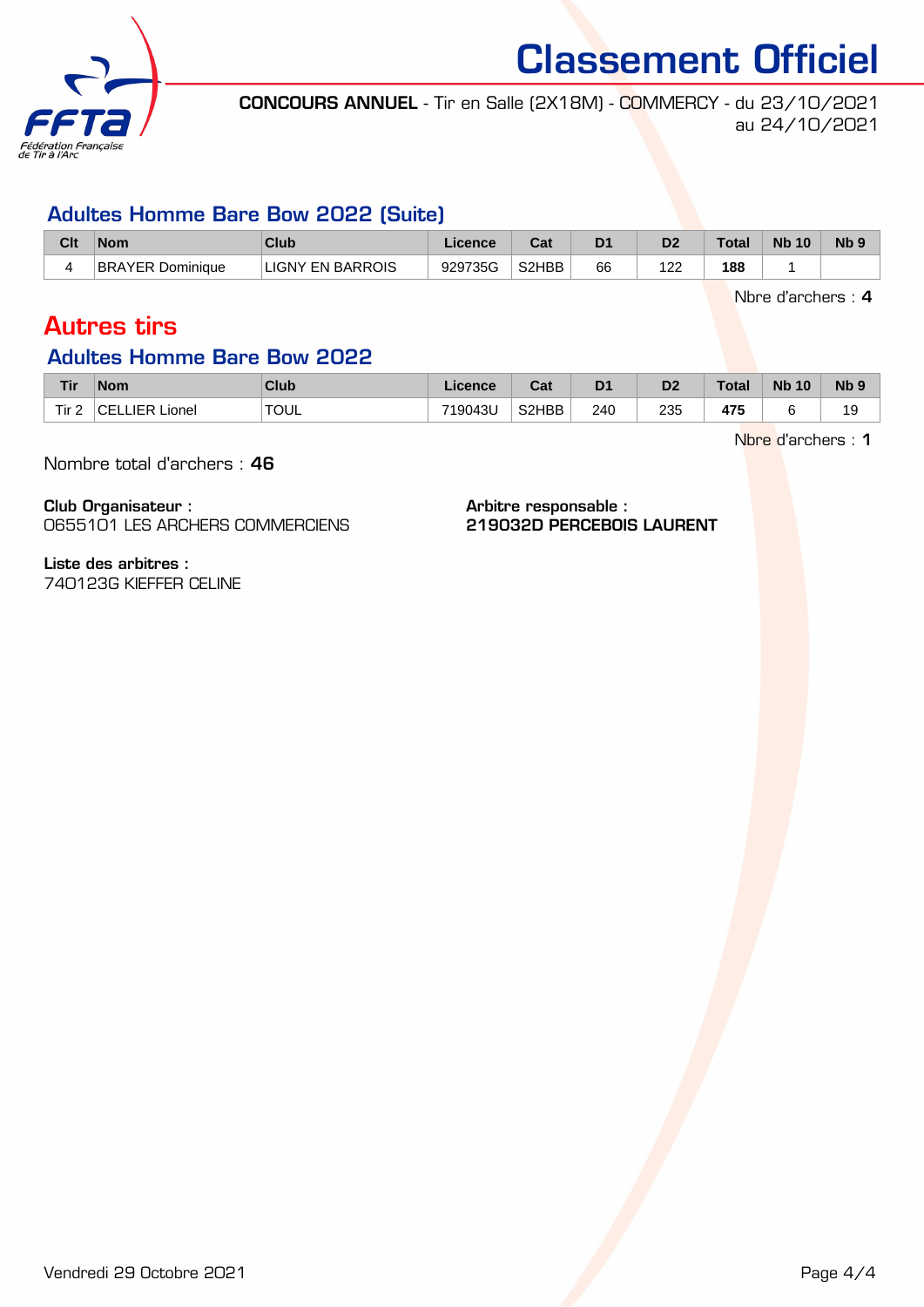# Classement Officiel

**CONCOURS ANNUEL** - Tir en Salle (2X18M) - COMMERCY - du 23/10/2021 au 24/10/2021

## Adultes Homme Bare Bow 2022 (Suite)

| Clt | Nom | Club | Licence | Cat | D1 | D2 | Total | Nb 10 | Nb 9 |
|---|---|---|---|---|---|---|---|---|---|
| 4 | BRAYER Dominique | LIGNY EN BARROIS | 929735G | S2HBB | 66 | 122 | **188** | 1 | |

Nbre d'archers : **4**

# Autres tirs

## Adultes Homme Bare Bow 2022

| Tir | Nom | Club | Licence | Cat | D1 | D2 | Total | Nb 10 | Nb 9 |
|---|---|---|---|---|---|---|---|---|---|
| Tir 2 | CELLIER Lionel | TOUL | 719043U | S2HBB | 240 | 235 | **475** | 6 | 19 |

Nbre d'archers : **1**

Nombre total d'archers : **46**

**Club Organisateur :**
0655101 LES ARCHERS COMMERCIENS

**Arbitre responsable :**
**219032D PERCEBOIS LAURENT**

**Liste des arbitres :**
740123G KIEFFER CELINE

Vendredi 29 Octobre 2021